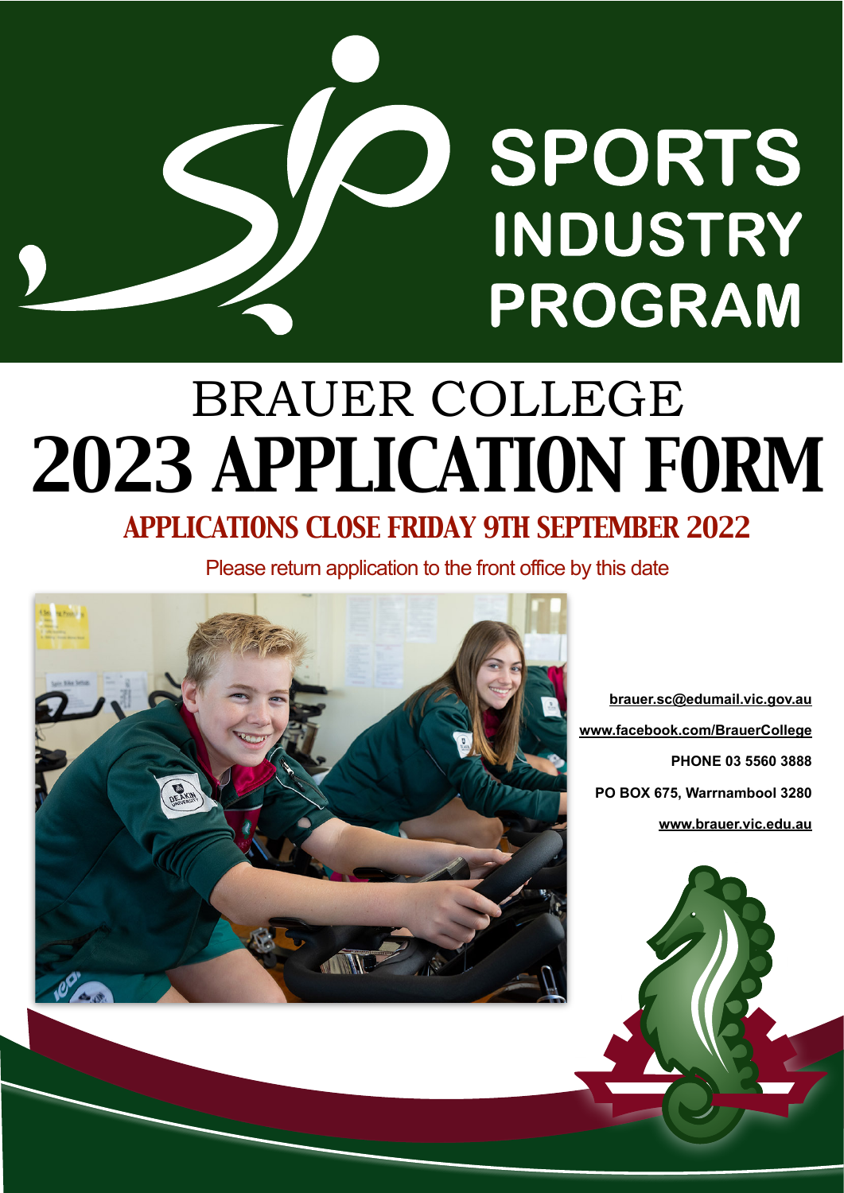# SPORTS INDUSTRY PROGRAM

## BRAUER COLLEGE

# 2023 APPLICATION FORM

### APPLICATIONS CLOSE FRIDAY 9TH SEPTEMBER 2022

Please return application to the front office by this date

brauer.sc@edumail.vic.gov.au

www.facebook.com/BrauerCollege

PHONE 03 5560 3888

PO BOX 675, Warrnambool 3280

www.brauer.vic.edu.au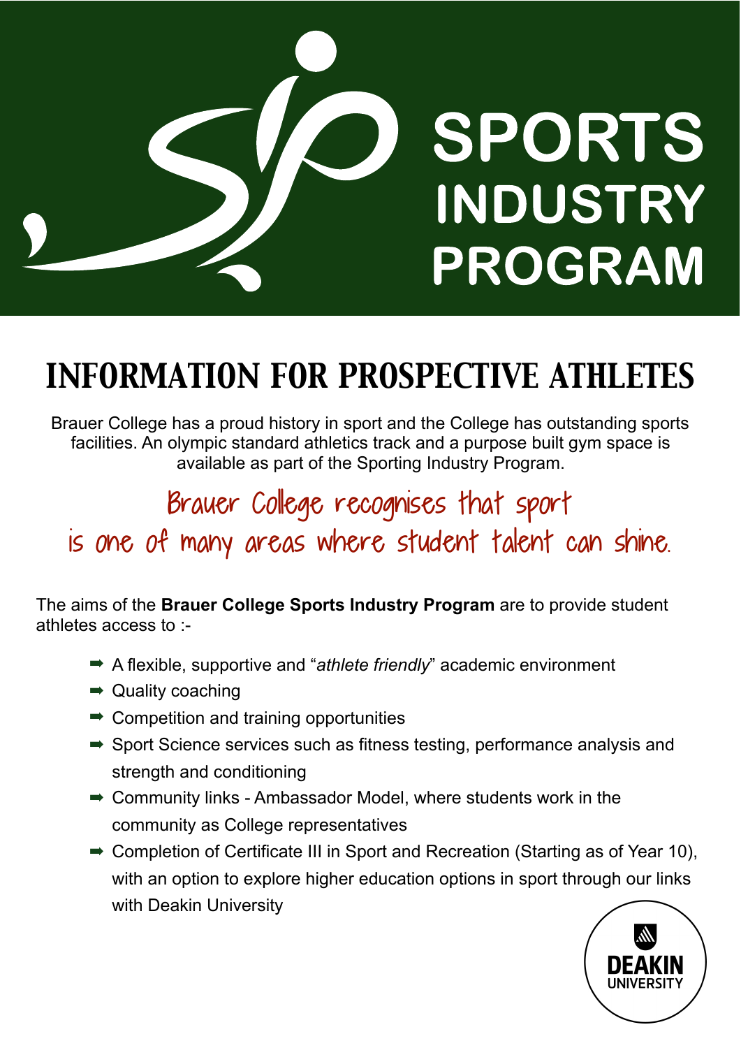# SPORTS INDUSTRY PROGRAM

## INFORMATION FOR PROSPECTIVE ATHLETES

Brauer College has a proud history in sport and the College has outstanding sports facilities. An olympic standard athletics track and a purpose built gym space is available as part of the Sporting Industry Program.

Brauer College recognises that sport is one of many areas where student talent can shine.

The aims of the **Brauer College Sports Industry Program** are to provide student athletes access to :-

- A flexible, supportive and "*athlete friendly*" academic environment
- Quality coaching
- Competition and training opportunities
- Sport Science services such as fitness testing, performance analysis and strength and conditioning
- Community links - Ambassador Model, where students work in the community as College representatives
- Completion of Certificate III in Sport and Recreation (Starting as of Year 10), with an option to explore higher education options in sport through our links with Deakin University

DEAKIN UNIVERSITY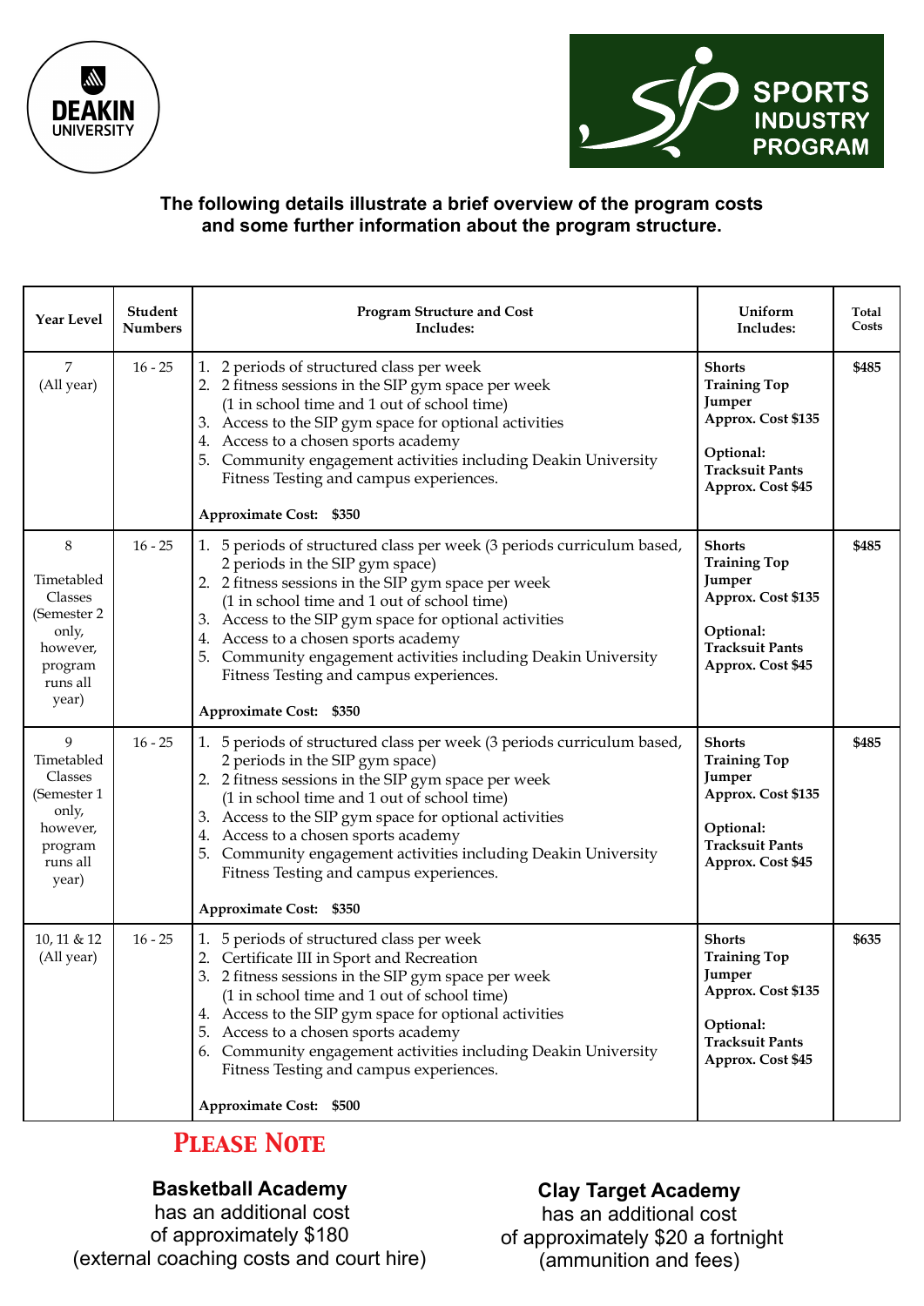DEAKIN UNIVERSITY

SPORTS INDUSTRY PROGRAM

**The following details illustrate a brief overview of the program costs and some further information about the program structure.**

| Year Level | Student Numbers | Program Structure and Cost Includes: | Uniform Includes: | Total Costs |
|---|---|---|---|---|
| 7 (All year) | 16 - 25 | 1. 2 periods of structured class per week<br>2. 2 fitness sessions in the SIP gym space per week (1 in school time and 1 out of school time)<br>3. Access to the SIP gym space for optional activities<br>4. Access to a chosen sports academy<br>5. Community engagement activities including Deakin University Fitness Testing and campus experiences.<br><br>**Approximate Cost: $350** | **Shorts**<br>**Training Top**<br>**Jumper**<br>**Approx. Cost $135**<br><br>**Optional:**<br>**Tracksuit Pants**<br>**Approx. Cost $45** | **$485** |
| 8<br><br>Timetabled Classes (Semester 2 only, however, program runs all year) | 16 - 25 | 1. 5 periods of structured class per week (3 periods curriculum based, 2 periods in the SIP gym space)<br>2. 2 fitness sessions in the SIP gym space per week (1 in school time and 1 out of school time)<br>3. Access to the SIP gym space for optional activities<br>4. Access to a chosen sports academy<br>5. Community engagement activities including Deakin University Fitness Testing and campus experiences.<br><br>**Approximate Cost: $350** | **Shorts**<br>**Training Top**<br>**Jumper**<br>**Approx. Cost $135**<br><br>**Optional:**<br>**Tracksuit Pants**<br>**Approx. Cost $45** | **$485** |
| 9<br>Timetabled Classes (Semester 1 only, however, program runs all year) | 16 - 25 | 1. 5 periods of structured class per week (3 periods curriculum based, 2 periods in the SIP gym space)<br>2. 2 fitness sessions in the SIP gym space per week (1 in school time and 1 out of school time)<br>3. Access to the SIP gym space for optional activities<br>4. Access to a chosen sports academy<br>5. Community engagement activities including Deakin University Fitness Testing and campus experiences.<br><br>**Approximate Cost: $350** | **Shorts**<br>**Training Top**<br>**Jumper**<br>**Approx. Cost $135**<br><br>**Optional:**<br>**Tracksuit Pants**<br>**Approx. Cost $45** | **$485** |
| 10, 11 & 12 (All year) | 16 - 25 | 1. 5 periods of structured class per week<br>2. Certificate III in Sport and Recreation<br>3. 2 fitness sessions in the SIP gym space per week (1 in school time and 1 out of school time)<br>4. Access to the SIP gym space for optional activities<br>5. Access to a chosen sports academy<br>6. Community engagement activities including Deakin University Fitness Testing and campus experiences.<br><br>**Approximate Cost: $500** | **Shorts**<br>**Training Top**<br>**Jumper**<br>**Approx. Cost $135**<br><br>**Optional:**<br>**Tracksuit Pants**<br>**Approx. Cost $45** | **$635** |

## PLEASE NOTE

**Basketball Academy**
has an additional cost
of approximately $180
(external coaching costs and court hire)

**Clay Target Academy**
has an additional cost
of approximately $20 a fortnight
(ammunition and fees)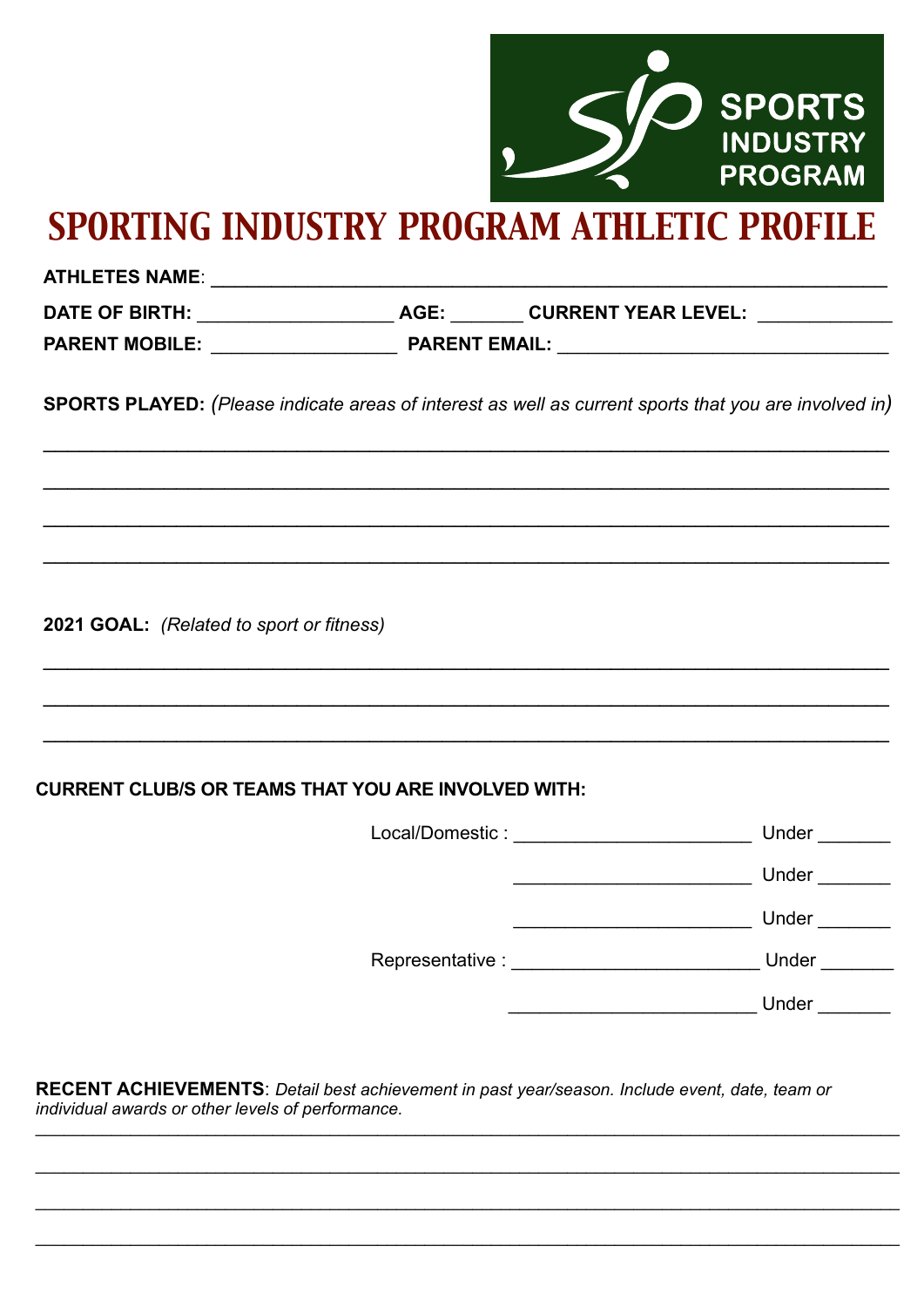SPORTS INDUSTRY PROGRAM

# SPORTING INDUSTRY PROGRAM ATHLETIC PROFILE

**ATHLETES NAME**: ______________________________________________________________

**DATE OF BIRTH:** ____________________ **AGE:** _______ **CURRENT YEAR LEVEL:** _____________

**PARENT MOBILE:** __________________ **PARENT EMAIL:** ________________________________

**SPORTS PLAYED:** *(Please indicate areas of interest as well as current sports that you are involved in)*

______________________________________________________________________________

______________________________________________________________________________

______________________________________________________________________________

______________________________________________________________________________

**2021 GOAL:** *(Related to sport or fitness)*

______________________________________________________________________________

______________________________________________________________________________

______________________________________________________________________________

**CURRENT CLUB/S OR TEAMS THAT YOU ARE INVOLVED WITH:**

Local/Domestic : _______________________ Under _______

_______________________ Under _______

_______________________ Under _______

Representative : ________________________ Under _______

________________________ Under _______

**RECENT ACHIEVEMENTS**: *Detail best achievement in past year/season. Include event, date, team or individual awards or other levels of performance.*

______________________________________________________________________________

______________________________________________________________________________

______________________________________________________________________________

______________________________________________________________________________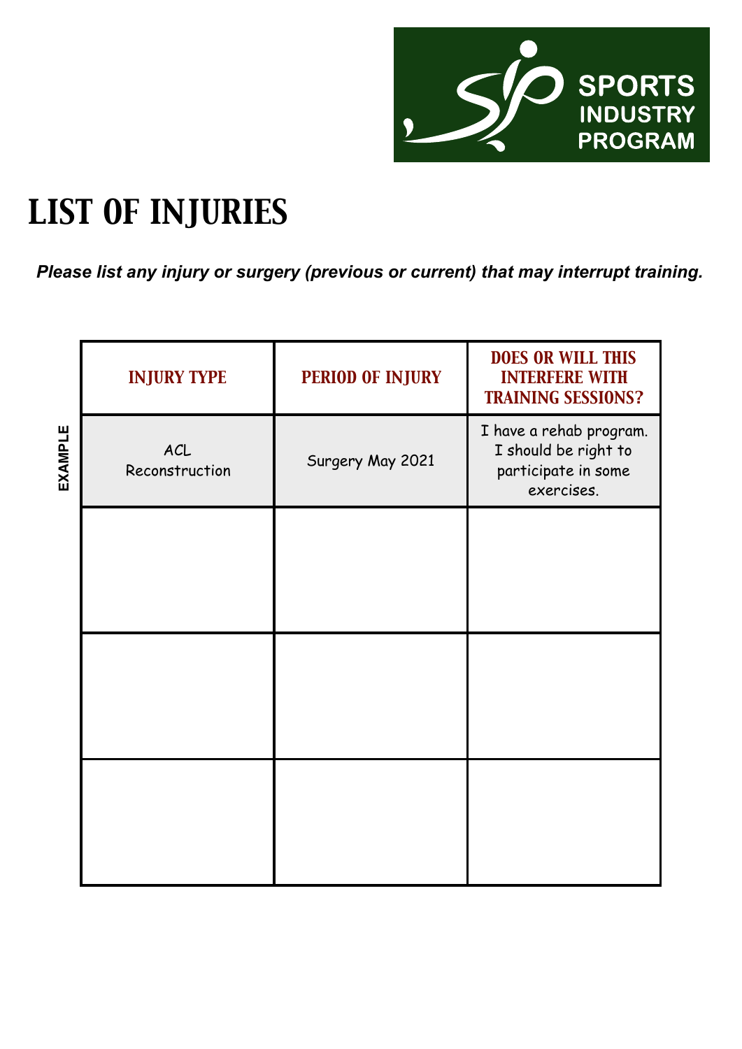SPORTS INDUSTRY PROGRAM

# LIST OF INJURIES

***Please list any injury or surgery (previous or current) that may interrupt training.***

| | INJURY TYPE | PERIOD OF INJURY | DOES OR WILL THIS INTERFERE WITH TRAINING SESSIONS? |
|---|---|---|---|
| EXAMPLE | ACL Reconstruction | Surgery May 2021 | I have a rehab program. I should be right to participate in some exercises. |
| | | | |
| | | | |
| | | | |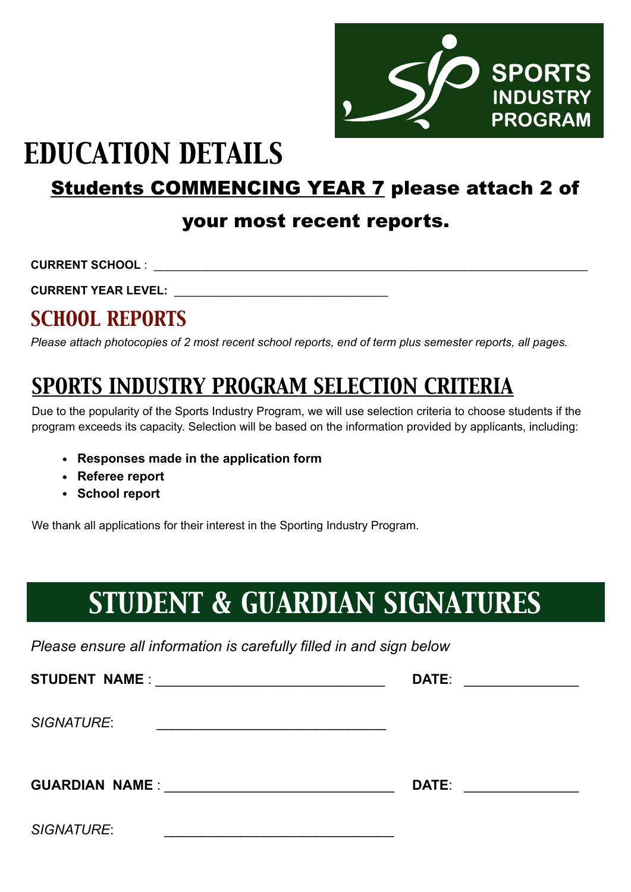SPORTS INDUSTRY PROGRAM

# EDUCATION DETAILS

## Students COMMENCING YEAR 7 please attach 2 of your most recent reports.

**CURRENT SCHOOL** : ____________________________________________________________________

**CURRENT YEAR LEVEL:** ________________________________

## SCHOOL REPORTS

*Please attach photocopies of 2 most recent school reports, end of term plus semester reports, all pages.*

## SPORTS INDUSTRY PROGRAM SELECTION CRITERIA

Due to the popularity of the Sports Industry Program, we will use selection criteria to choose students if the program exceeds its capacity. Selection will be based on the information provided by applicants, including:

- **Responses made in the application form**
- **Referee report**
- **School report**

We thank all applications for their interest in the Sporting Industry Program.

## STUDENT & GUARDIAN SIGNATURES

*Please ensure all information is carefully filled in and sign below*

**STUDENT NAME** : ______________________________ **DATE**: _______________

*SIGNATURE*: ______________________________

**GUARDIAN NAME** : ______________________________ **DATE**: _______________

*SIGNATURE*: ______________________________